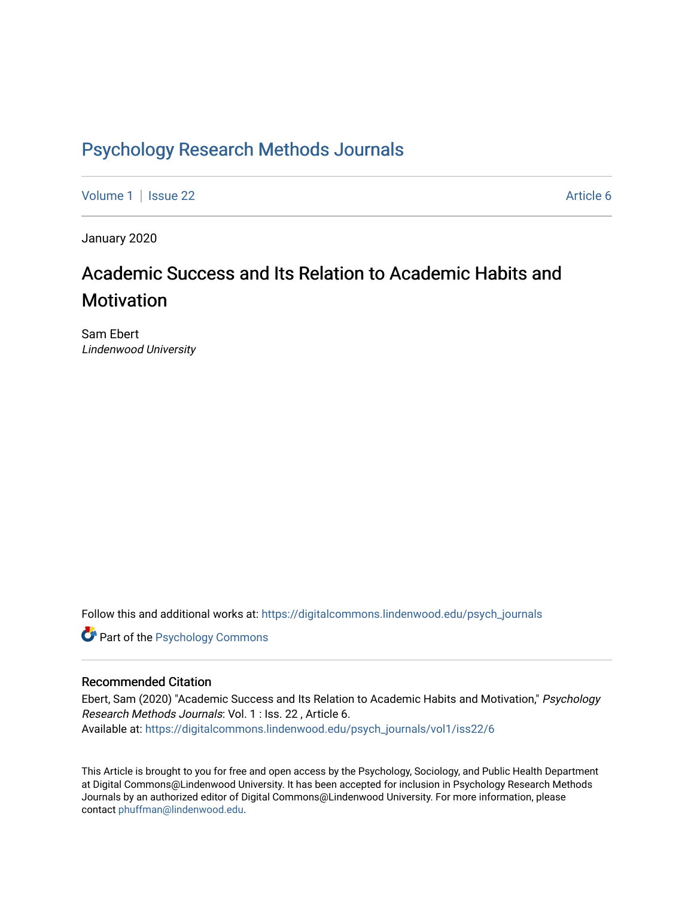# Psychology Research Methods Journals

Volume 1 | Issue 22 Article 6

January 2020

## Academic Success and Its Relation to Academic Habits and Motivation

Sam Ebert
*Lindenwood University*

Follow this and additional works at: https://digitalcommons.lindenwood.edu/psych_journals

Part of the Psychology Commons

### Recommended Citation

Ebert, Sam (2020) "Academic Success and Its Relation to Academic Habits and Motivation," *Psychology Research Methods Journals*: Vol. 1 : Iss. 22 , Article 6.
Available at: https://digitalcommons.lindenwood.edu/psych_journals/vol1/iss22/6

This Article is brought to you for free and open access by the Psychology, Sociology, and Public Health Department at Digital Commons@Lindenwood University. It has been accepted for inclusion in Psychology Research Methods Journals by an authorized editor of Digital Commons@Lindenwood University. For more information, please contact phuffman@lindenwood.edu.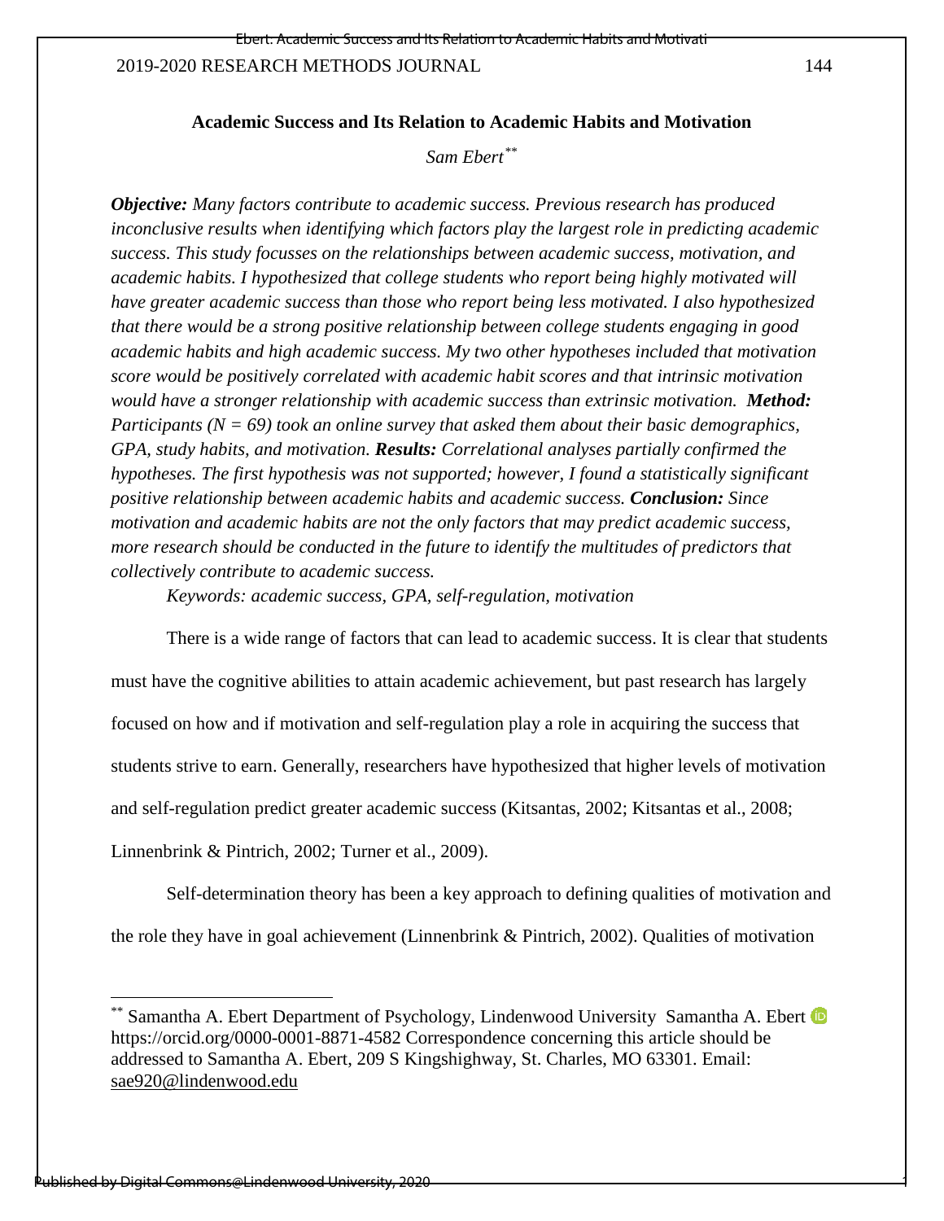## Academic Success and Its Relation to Academic Habits and Motivation

*Sam Ebert*[**]

***Objective:*** *Many factors contribute to academic success. Previous research has produced inconclusive results when identifying which factors play the largest role in predicting academic success. This study focusses on the relationships between academic success, motivation, and academic habits. I hypothesized that college students who report being highly motivated will have greater academic success than those who report being less motivated. I also hypothesized that there would be a strong positive relationship between college students engaging in good academic habits and high academic success. My two other hypotheses included that motivation score would be positively correlated with academic habit scores and that intrinsic motivation would have a stronger relationship with academic success than extrinsic motivation.* ***Method:*** *Participants ($N = 69$) took an online survey that asked them about their basic demographics, GPA, study habits, and motivation.* ***Results:*** *Correlational analyses partially confirmed the hypotheses. The first hypothesis was not supported; however, I found a statistically significant positive relationship between academic habits and academic success.* ***Conclusion:*** *Since motivation and academic habits are not the only factors that may predict academic success, more research should be conducted in the future to identify the multitudes of predictors that collectively contribute to academic success.*

*Keywords: academic success, GPA, self-regulation, motivation*

There is a wide range of factors that can lead to academic success. It is clear that students must have the cognitive abilities to attain academic achievement, but past research has largely focused on how and if motivation and self-regulation play a role in acquiring the success that students strive to earn. Generally, researchers have hypothesized that higher levels of motivation and self-regulation predict greater academic success (Kitsantas, 2002; Kitsantas et al., 2008; Linnenbrink & Pintrich, 2002; Turner et al., 2009).

Self-determination theory has been a key approach to defining qualities of motivation and the role they have in goal achievement (Linnenbrink & Pintrich, 2002). Qualities of motivation

[**] Samantha A. Ebert Department of Psychology, Lindenwood University Samantha A. Ebert https://orcid.org/0000-0001-8871-4582 Correspondence concerning this article should be addressed to Samantha A. Ebert, 209 S Kingshighway, St. Charles, MO 63301. Email: sae920@lindenwood.edu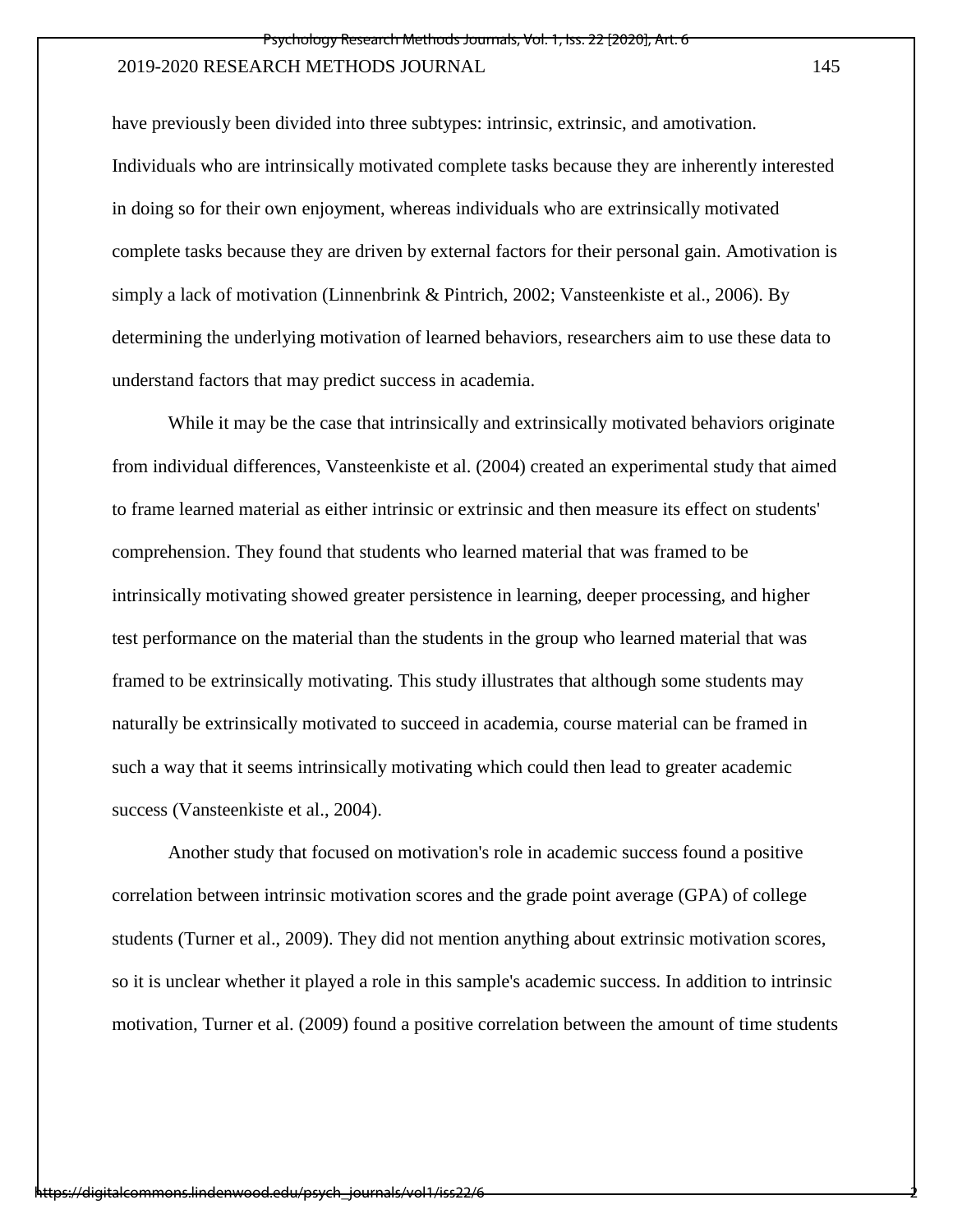have previously been divided into three subtypes: intrinsic, extrinsic, and amotivation. Individuals who are intrinsically motivated complete tasks because they are inherently interested in doing so for their own enjoyment, whereas individuals who are extrinsically motivated complete tasks because they are driven by external factors for their personal gain. Amotivation is simply a lack of motivation (Linnenbrink & Pintrich, 2002; Vansteenkiste et al., 2006). By determining the underlying motivation of learned behaviors, researchers aim to use these data to understand factors that may predict success in academia.

While it may be the case that intrinsically and extrinsically motivated behaviors originate from individual differences, Vansteenkiste et al. (2004) created an experimental study that aimed to frame learned material as either intrinsic or extrinsic and then measure its effect on students' comprehension. They found that students who learned material that was framed to be intrinsically motivating showed greater persistence in learning, deeper processing, and higher test performance on the material than the students in the group who learned material that was framed to be extrinsically motivating. This study illustrates that although some students may naturally be extrinsically motivated to succeed in academia, course material can be framed in such a way that it seems intrinsically motivating which could then lead to greater academic success (Vansteenkiste et al., 2004).

Another study that focused on motivation's role in academic success found a positive correlation between intrinsic motivation scores and the grade point average (GPA) of college students (Turner et al., 2009). They did not mention anything about extrinsic motivation scores, so it is unclear whether it played a role in this sample's academic success. In addition to intrinsic motivation, Turner et al. (2009) found a positive correlation between the amount of time students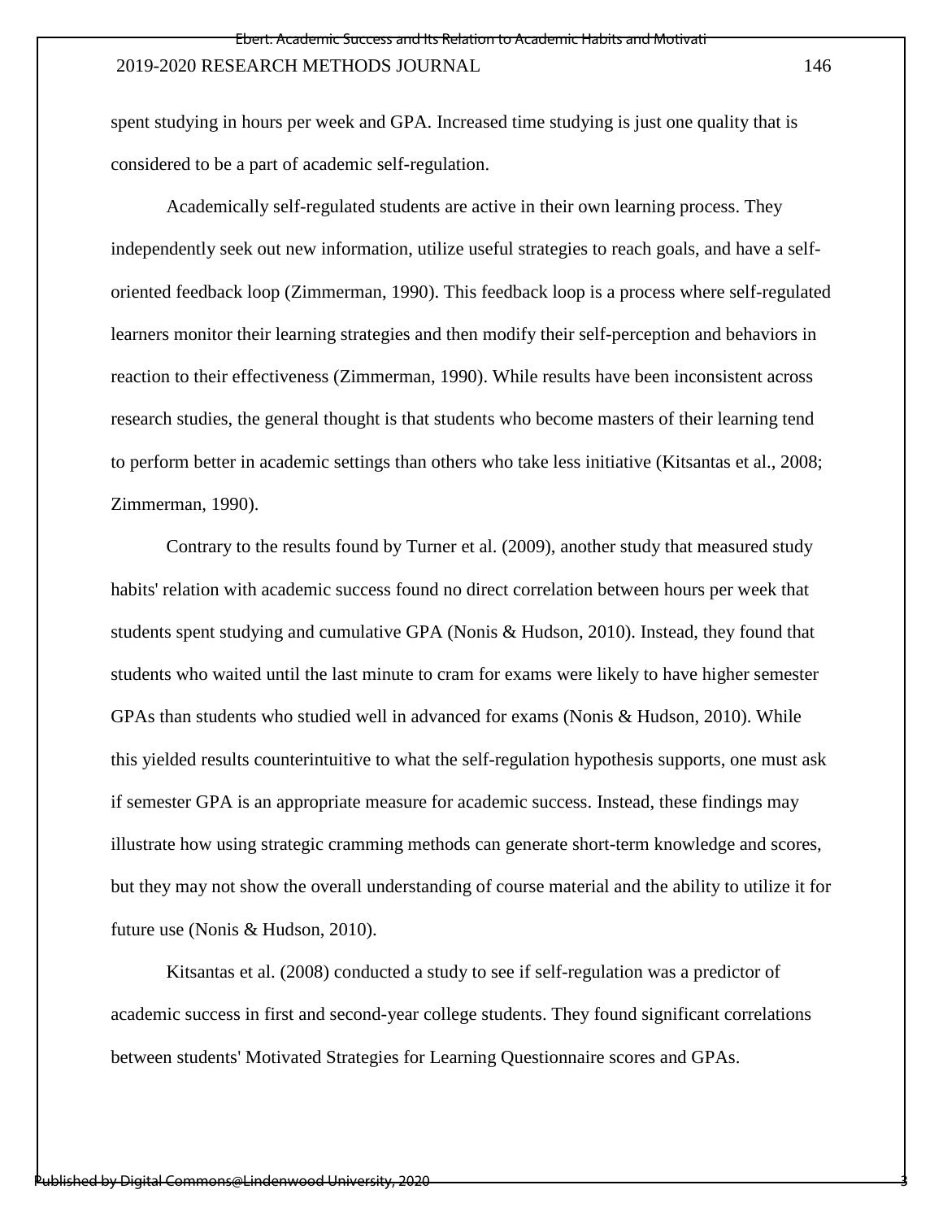spent studying in hours per week and GPA. Increased time studying is just one quality that is considered to be a part of academic self-regulation.

Academically self-regulated students are active in their own learning process. They independently seek out new information, utilize useful strategies to reach goals, and have a self-oriented feedback loop (Zimmerman, 1990). This feedback loop is a process where self-regulated learners monitor their learning strategies and then modify their self-perception and behaviors in reaction to their effectiveness (Zimmerman, 1990). While results have been inconsistent across research studies, the general thought is that students who become masters of their learning tend to perform better in academic settings than others who take less initiative (Kitsantas et al., 2008; Zimmerman, 1990).

Contrary to the results found by Turner et al. (2009), another study that measured study habits' relation with academic success found no direct correlation between hours per week that students spent studying and cumulative GPA (Nonis & Hudson, 2010). Instead, they found that students who waited until the last minute to cram for exams were likely to have higher semester GPAs than students who studied well in advanced for exams (Nonis & Hudson, 2010). While this yielded results counterintuitive to what the self-regulation hypothesis supports, one must ask if semester GPA is an appropriate measure for academic success. Instead, these findings may illustrate how using strategic cramming methods can generate short-term knowledge and scores, but they may not show the overall understanding of course material and the ability to utilize it for future use (Nonis & Hudson, 2010).

Kitsantas et al. (2008) conducted a study to see if self-regulation was a predictor of academic success in first and second-year college students. They found significant correlations between students' Motivated Strategies for Learning Questionnaire scores and GPAs.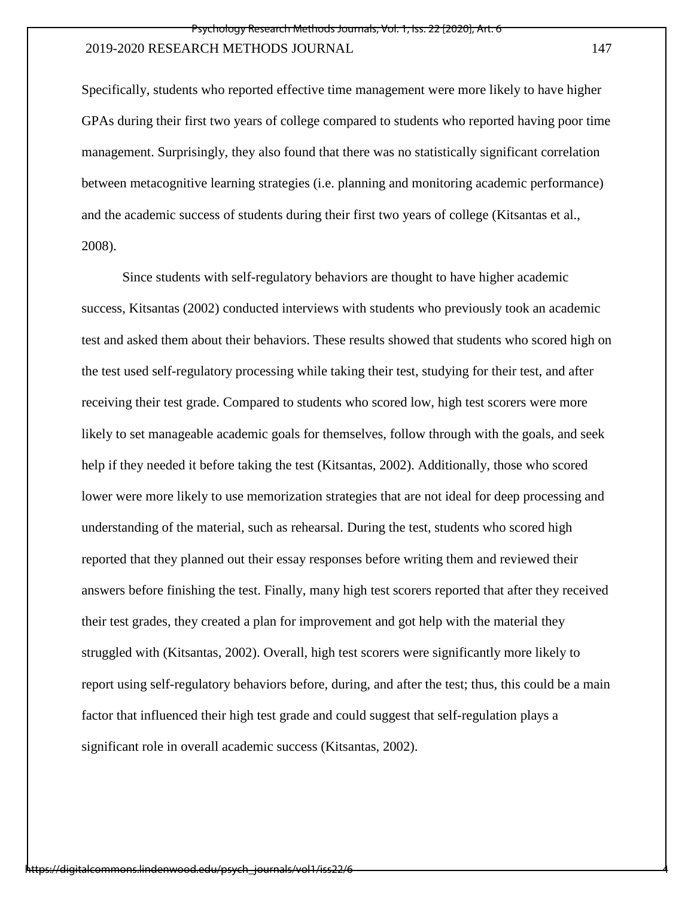Specifically, students who reported effective time management were more likely to have higher GPAs during their first two years of college compared to students who reported having poor time management. Surprisingly, they also found that there was no statistically significant correlation between metacognitive learning strategies (i.e. planning and monitoring academic performance) and the academic success of students during their first two years of college (Kitsantas et al., 2008).

Since students with self-regulatory behaviors are thought to have higher academic success, Kitsantas (2002) conducted interviews with students who previously took an academic test and asked them about their behaviors. These results showed that students who scored high on the test used self-regulatory processing while taking their test, studying for their test, and after receiving their test grade. Compared to students who scored low, high test scorers were more likely to set manageable academic goals for themselves, follow through with the goals, and seek help if they needed it before taking the test (Kitsantas, 2002). Additionally, those who scored lower were more likely to use memorization strategies that are not ideal for deep processing and understanding of the material, such as rehearsal. During the test, students who scored high reported that they planned out their essay responses before writing them and reviewed their answers before finishing the test. Finally, many high test scorers reported that after they received their test grades, they created a plan for improvement and got help with the material they struggled with (Kitsantas, 2002). Overall, high test scorers were significantly more likely to report using self-regulatory behaviors before, during, and after the test; thus, this could be a main factor that influenced their high test grade and could suggest that self-regulation plays a significant role in overall academic success (Kitsantas, 2002).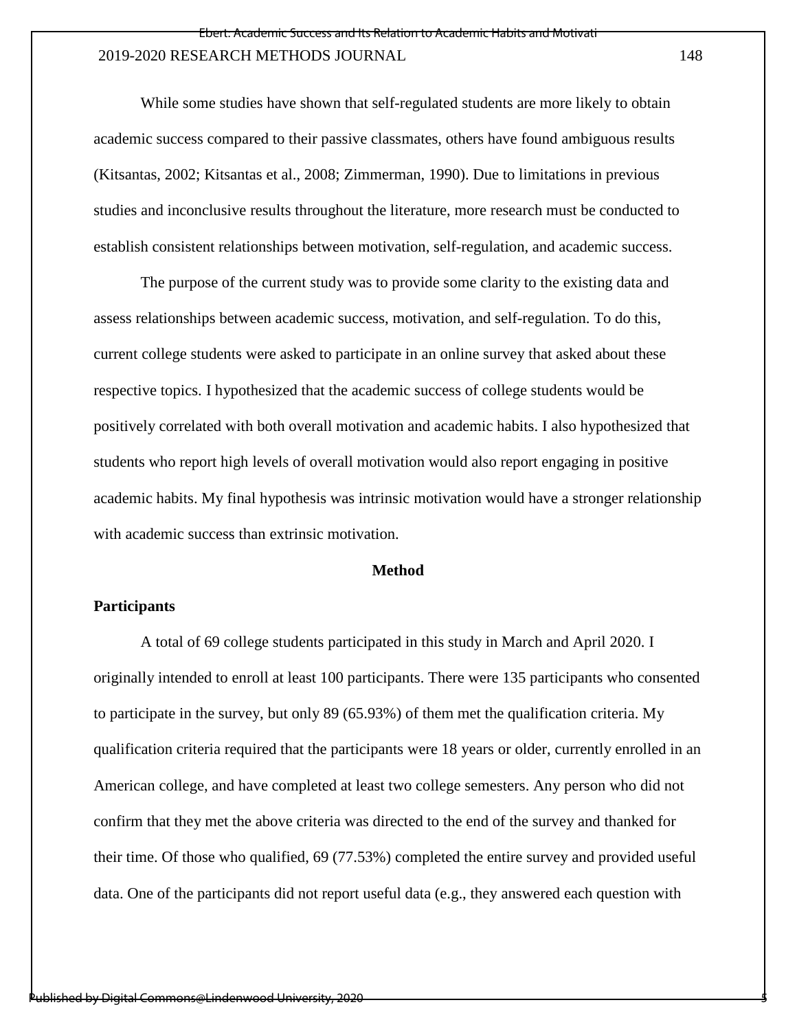While some studies have shown that self-regulated students are more likely to obtain academic success compared to their passive classmates, others have found ambiguous results (Kitsantas, 2002; Kitsantas et al., 2008; Zimmerman, 1990). Due to limitations in previous studies and inconclusive results throughout the literature, more research must be conducted to establish consistent relationships between motivation, self-regulation, and academic success.

The purpose of the current study was to provide some clarity to the existing data and assess relationships between academic success, motivation, and self-regulation. To do this, current college students were asked to participate in an online survey that asked about these respective topics. I hypothesized that the academic success of college students would be positively correlated with both overall motivation and academic habits. I also hypothesized that students who report high levels of overall motivation would also report engaging in positive academic habits. My final hypothesis was intrinsic motivation would have a stronger relationship with academic success than extrinsic motivation.

## Method

### Participants

A total of 69 college students participated in this study in March and April 2020. I originally intended to enroll at least 100 participants. There were 135 participants who consented to participate in the survey, but only 89 (65.93%) of them met the qualification criteria. My qualification criteria required that the participants were 18 years or older, currently enrolled in an American college, and have completed at least two college semesters. Any person who did not confirm that they met the above criteria was directed to the end of the survey and thanked for their time. Of those who qualified, 69 (77.53%) completed the entire survey and provided useful data. One of the participants did not report useful data (e.g., they answered each question with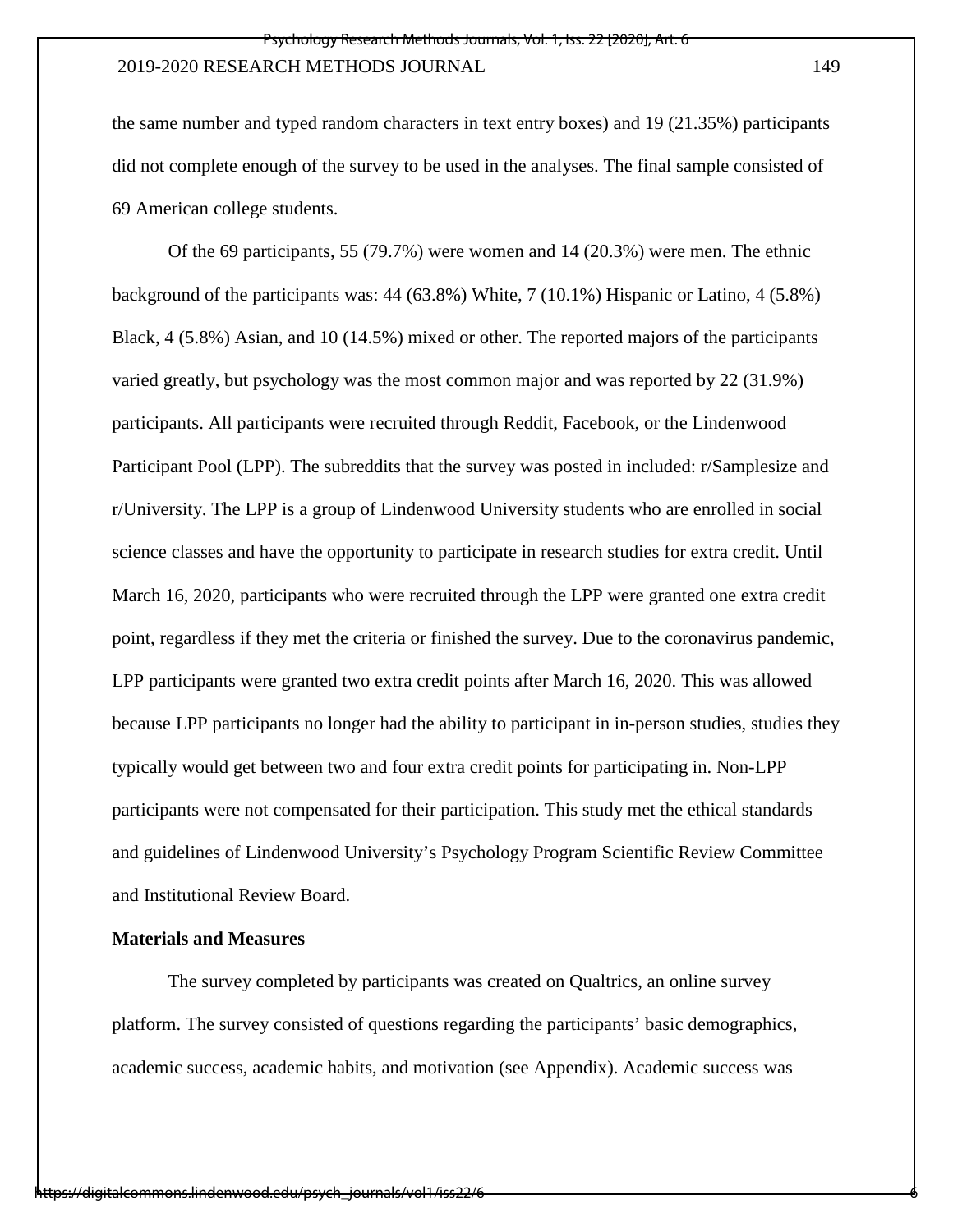the same number and typed random characters in text entry boxes) and 19 (21.35%) participants did not complete enough of the survey to be used in the analyses. The final sample consisted of 69 American college students.

Of the 69 participants, 55 (79.7%) were women and 14 (20.3%) were men. The ethnic background of the participants was: 44 (63.8%) White, 7 (10.1%) Hispanic or Latino, 4 (5.8%) Black, 4 (5.8%) Asian, and 10 (14.5%) mixed or other. The reported majors of the participants varied greatly, but psychology was the most common major and was reported by 22 (31.9%) participants. All participants were recruited through Reddit, Facebook, or the Lindenwood Participant Pool (LPP). The subreddits that the survey was posted in included: r/Samplesize and r/University. The LPP is a group of Lindenwood University students who are enrolled in social science classes and have the opportunity to participate in research studies for extra credit. Until March 16, 2020, participants who were recruited through the LPP were granted one extra credit point, regardless if they met the criteria or finished the survey. Due to the coronavirus pandemic, LPP participants were granted two extra credit points after March 16, 2020. This was allowed because LPP participants no longer had the ability to participant in in-person studies, studies they typically would get between two and four extra credit points for participating in. Non-LPP participants were not compensated for their participation. This study met the ethical standards and guidelines of Lindenwood University's Psychology Program Scientific Review Committee and Institutional Review Board.

**Materials and Measures**

The survey completed by participants was created on Qualtrics, an online survey platform. The survey consisted of questions regarding the participants' basic demographics, academic success, academic habits, and motivation (see Appendix). Academic success was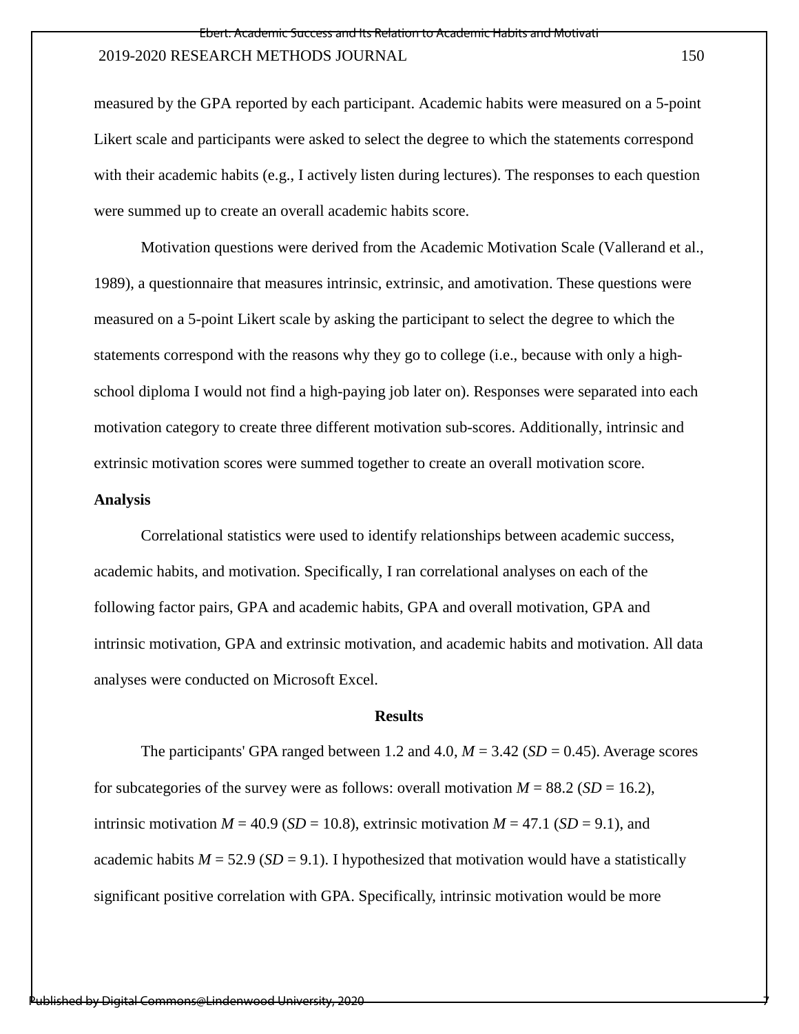measured by the GPA reported by each participant. Academic habits were measured on a 5-point Likert scale and participants were asked to select the degree to which the statements correspond with their academic habits (e.g., I actively listen during lectures). The responses to each question were summed up to create an overall academic habits score.

Motivation questions were derived from the Academic Motivation Scale (Vallerand et al., 1989), a questionnaire that measures intrinsic, extrinsic, and amotivation. These questions were measured on a 5-point Likert scale by asking the participant to select the degree to which the statements correspond with the reasons why they go to college (i.e., because with only a high-school diploma I would not find a high-paying job later on). Responses were separated into each motivation category to create three different motivation sub-scores. Additionally, intrinsic and extrinsic motivation scores were summed together to create an overall motivation score.

**Analysis**

Correlational statistics were used to identify relationships between academic success, academic habits, and motivation. Specifically, I ran correlational analyses on each of the following factor pairs, GPA and academic habits, GPA and overall motivation, GPA and intrinsic motivation, GPA and extrinsic motivation, and academic habits and motivation. All data analyses were conducted on Microsoft Excel.

## Results

The participants' GPA ranged between 1.2 and 4.0, $M = 3.42$ ($SD = 0.45$). Average scores for subcategories of the survey were as follows: overall motivation $M = 88.2$ ($SD = 16.2$), intrinsic motivation $M = 40.9$ ($SD = 10.8$), extrinsic motivation $M = 47.1$ ($SD = 9.1$), and academic habits $M = 52.9$ ($SD = 9.1$). I hypothesized that motivation would have a statistically significant positive correlation with GPA. Specifically, intrinsic motivation would be more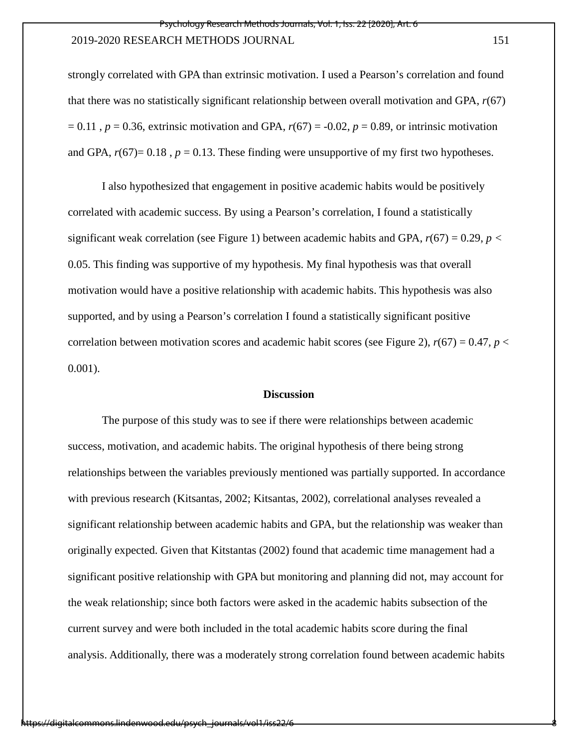strongly correlated with GPA than extrinsic motivation. I used a Pearson's correlation and found that there was no statistically significant relationship between overall motivation and GPA, $r(67) = 0.11$ , $p = 0.36$, extrinsic motivation and GPA, $r(67) = -0.02$, $p = 0.89$, or intrinsic motivation and GPA, $r(67)= 0.18$ , $p = 0.13$. These finding were unsupportive of my first two hypotheses.

I also hypothesized that engagement in positive academic habits would be positively correlated with academic success. By using a Pearson's correlation, I found a statistically significant weak correlation (see Figure 1) between academic habits and GPA, $r(67) = 0.29$, $p < 0.05$. This finding was supportive of my hypothesis. My final hypothesis was that overall motivation would have a positive relationship with academic habits. This hypothesis was also supported, and by using a Pearson's correlation I found a statistically significant positive correlation between motivation scores and academic habit scores (see Figure 2), $r(67) = 0.47$, $p < 0.001$).

## Discussion

The purpose of this study was to see if there were relationships between academic success, motivation, and academic habits. The original hypothesis of there being strong relationships between the variables previously mentioned was partially supported. In accordance with previous research (Kitsantas, 2002; Kitsantas, 2002), correlational analyses revealed a significant relationship between academic habits and GPA, but the relationship was weaker than originally expected. Given that Kitstantas (2002) found that academic time management had a significant positive relationship with GPA but monitoring and planning did not, may account for the weak relationship; since both factors were asked in the academic habits subsection of the current survey and were both included in the total academic habits score during the final analysis. Additionally, there was a moderately strong correlation found between academic habits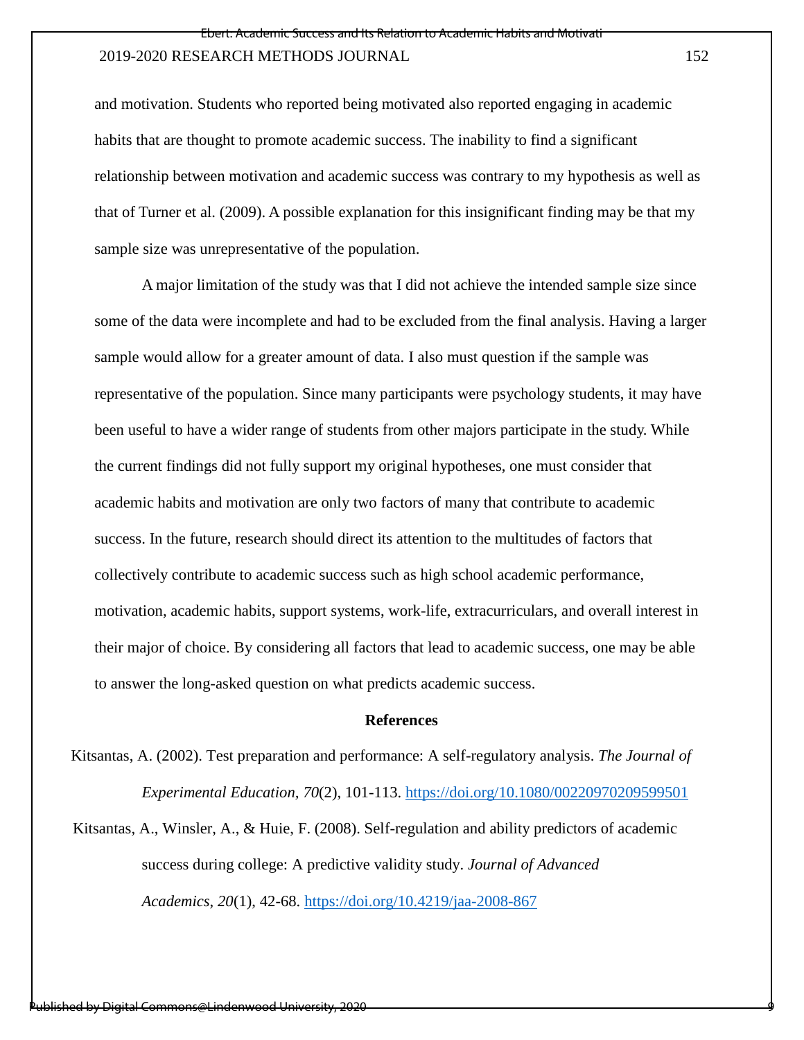and motivation. Students who reported being motivated also reported engaging in academic habits that are thought to promote academic success. The inability to find a significant relationship between motivation and academic success was contrary to my hypothesis as well as that of Turner et al. (2009). A possible explanation for this insignificant finding may be that my sample size was unrepresentative of the population.

A major limitation of the study was that I did not achieve the intended sample size since some of the data were incomplete and had to be excluded from the final analysis. Having a larger sample would allow for a greater amount of data. I also must question if the sample was representative of the population. Since many participants were psychology students, it may have been useful to have a wider range of students from other majors participate in the study. While the current findings did not fully support my original hypotheses, one must consider that academic habits and motivation are only two factors of many that contribute to academic success. In the future, research should direct its attention to the multitudes of factors that collectively contribute to academic success such as high school academic performance, motivation, academic habits, support systems, work-life, extracurriculars, and overall interest in their major of choice. By considering all factors that lead to academic success, one may be able to answer the long-asked question on what predicts academic success.

## References

Kitsantas, A. (2002). Test preparation and performance: A self-regulatory analysis. *The Journal of Experimental Education, 70*(2), 101-113. https://doi.org/10.1080/00220970209599501

Kitsantas, A., Winsler, A., & Huie, F. (2008). Self-regulation and ability predictors of academic success during college: A predictive validity study. *Journal of Advanced Academics*, *20*(1), 42-68. https://doi.org/10.4219/jaa-2008-867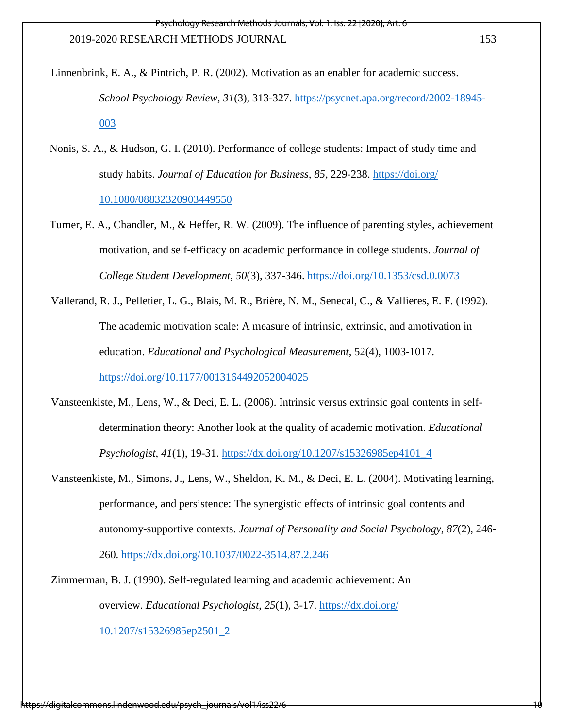Linnenbrink, E. A., & Pintrich, P. R. (2002). Motivation as an enabler for academic success. *School Psychology Review*, *31*(3), 313-327. https://psycnet.apa.org/record/2002-18945-003

Nonis, S. A., & Hudson, G. I. (2010). Performance of college students: Impact of study time and study habits. *Journal of Education for Business, 85*, 229-238. https://doi.org/10.1080/08832320903449550

Turner, E. A., Chandler, M., & Heffer, R. W. (2009). The influence of parenting styles, achievement motivation, and self-efficacy on academic performance in college students. *Journal of College Student Development, 50*(3), 337-346. https://doi.org/10.1353/csd.0.0073

Vallerand, R. J., Pelletier, L. G., Blais, M. R., Brière, N. M., Senecal, C., & Vallieres, E. F. (1992). The academic motivation scale: A measure of intrinsic, extrinsic, and amotivation in education. *Educational and Psychological Measurement*, 52(4), 1003-1017. https://doi.org/10.1177/0013164492052004025

Vansteenkiste, M., Lens, W., & Deci, E. L. (2006). Intrinsic versus extrinsic goal contents in self-determination theory: Another look at the quality of academic motivation. *Educational Psychologist*, *41*(1), 19-31. https://dx.doi.org/10.1207/s15326985ep4101_4

Vansteenkiste, M., Simons, J., Lens, W., Sheldon, K. M., & Deci, E. L. (2004). Motivating learning, performance, and persistence: The synergistic effects of intrinsic goal contents and autonomy-supportive contexts. *Journal of Personality and Social Psychology*, *87*(2), 246-260. https://dx.doi.org/10.1037/0022-3514.87.2.246

Zimmerman, B. J. (1990). Self-regulated learning and academic achievement: An overview. *Educational Psychologist*, *25*(1), 3-17. https://dx.doi.org/10.1207/s15326985ep2501_2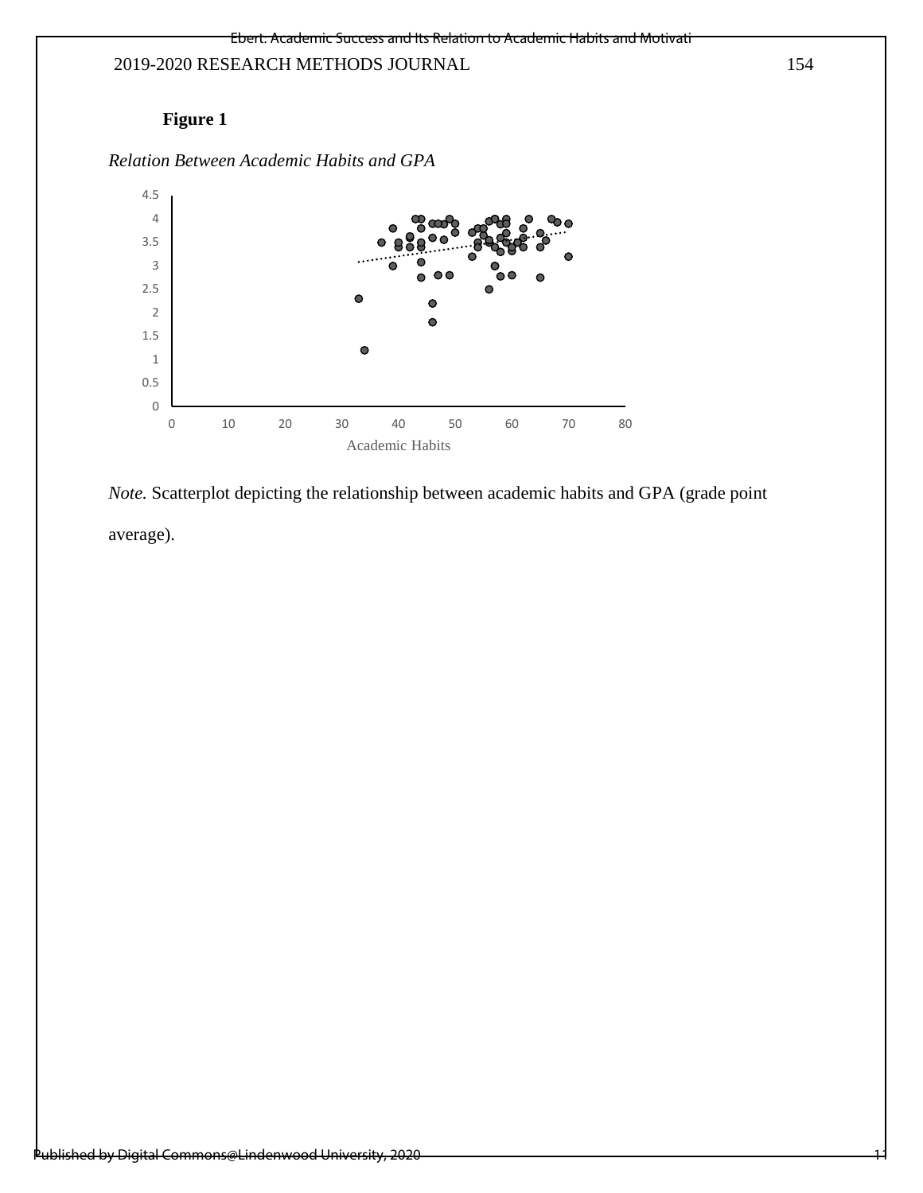**Figure 1**

*Relation Between Academic Habits and GPA*

4.5
4
3.5
3
2.5
2
1.5
1
0.5
0

0 10 20 30 40 50 60 70 80

Academic Habits

*Note.* Scatterplot depicting the relationship between academic habits and GPA (grade point average).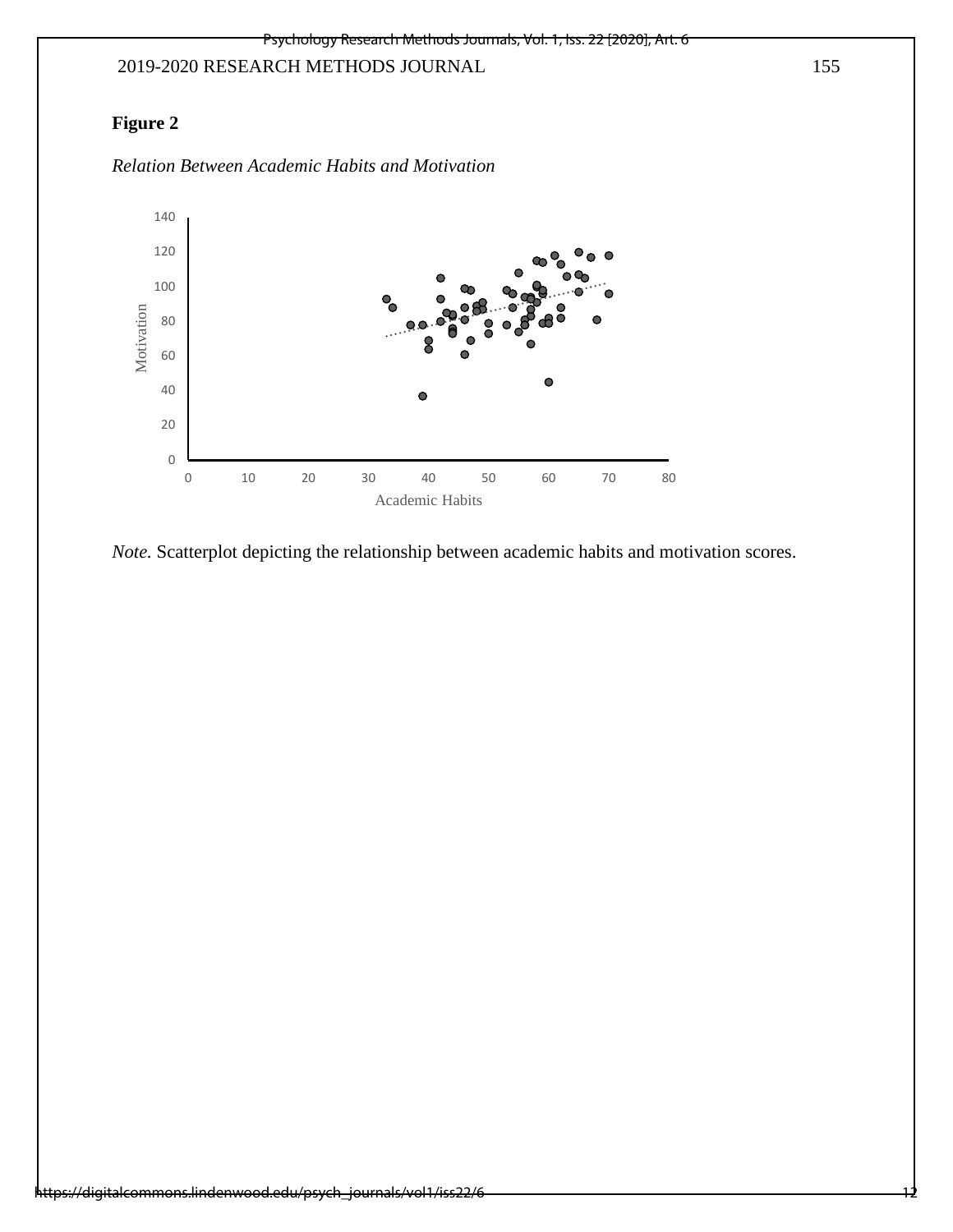**Figure 2**

*Relation Between Academic Habits and Motivation*

140
120
100
80
60
40
20
0

Motivation

0 10 20 30 40 50 60 70 80

Academic Habits

*Note.* Scatterplot depicting the relationship between academic habits and motivation scores.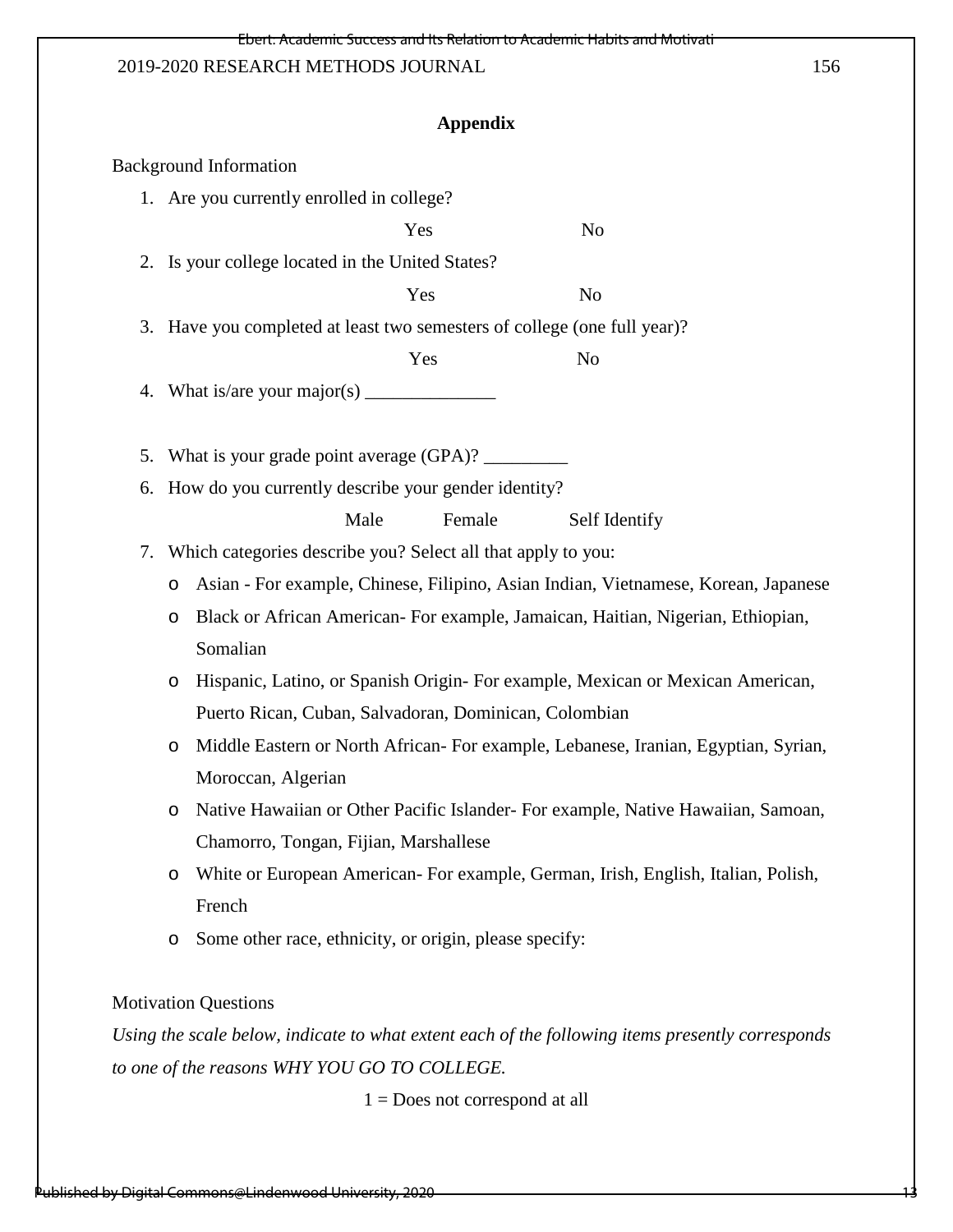## Appendix

Background Information

1. Are you currently enrolled in college?

   Yes No

2. Is your college located in the United States?

   Yes No

3. Have you completed at least two semesters of college (one full year)?

   Yes No

4. What is/are your major(s) ______________

5. What is your grade point average (GPA)? _________

6. How do you currently describe your gender identity?

   Male Female Self Identify

7. Which categories describe you? Select all that apply to you:
   - Asian - For example, Chinese, Filipino, Asian Indian, Vietnamese, Korean, Japanese
   - Black or African American- For example, Jamaican, Haitian, Nigerian, Ethiopian, Somalian
   - Hispanic, Latino, or Spanish Origin- For example, Mexican or Mexican American, Puerto Rican, Cuban, Salvadoran, Dominican, Colombian
   - Middle Eastern or North African- For example, Lebanese, Iranian, Egyptian, Syrian, Moroccan, Algerian
   - Native Hawaiian or Other Pacific Islander- For example, Native Hawaiian, Samoan, Chamorro, Tongan, Fijian, Marshallese
   - White or European American- For example, German, Irish, English, Italian, Polish, French
   - Some other race, ethnicity, or origin, please specify:

Motivation Questions

*Using the scale below, indicate to what extent each of the following items presently corresponds to one of the reasons WHY YOU GO TO COLLEGE.*

1 = Does not correspond at all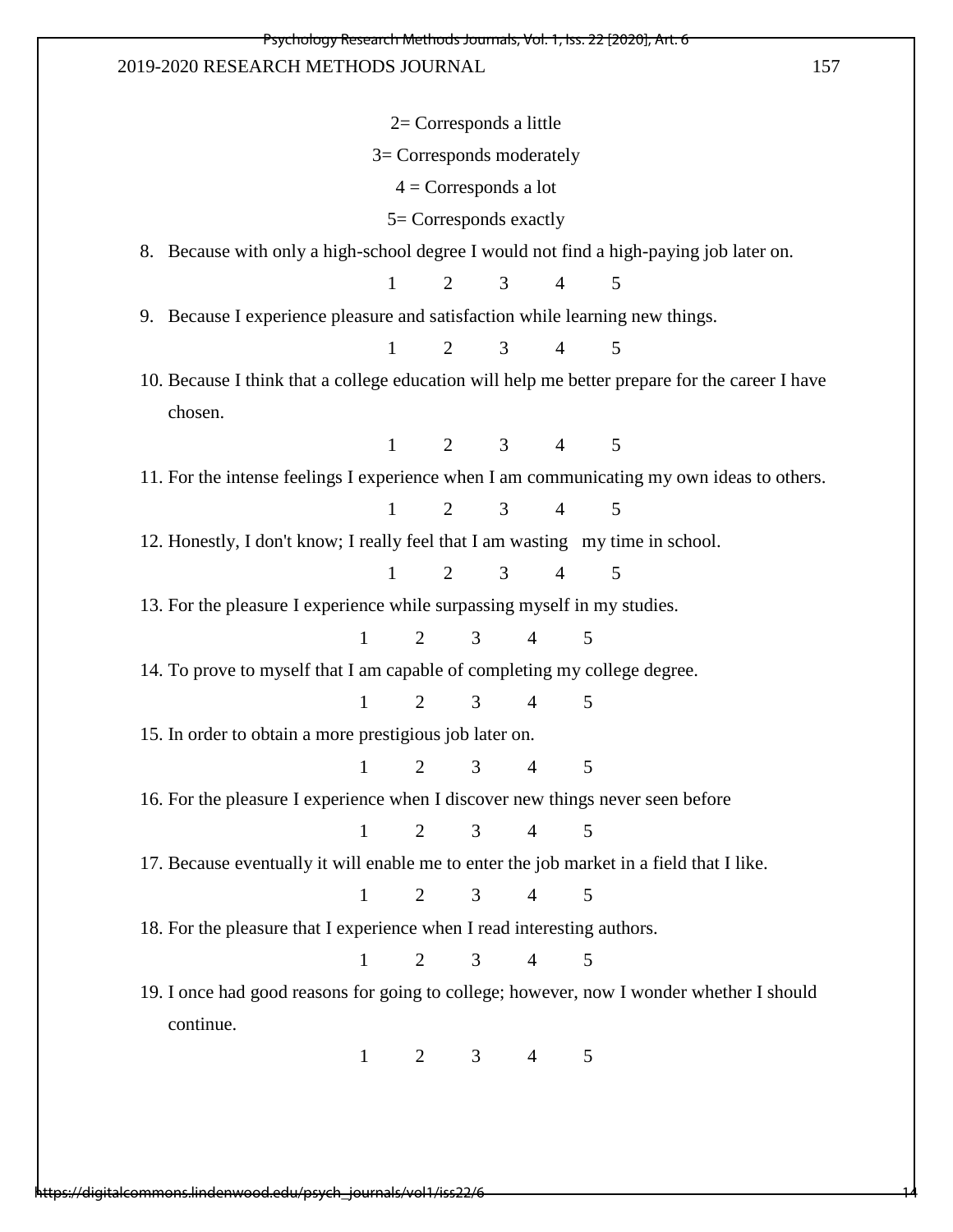2= Corresponds a little

3= Corresponds moderately

4 = Corresponds a lot

5= Corresponds exactly

8. Because with only a high-school degree I would not find a high-paying job later on.

   1 2 3 4 5

9. Because I experience pleasure and satisfaction while learning new things.

   1 2 3 4 5

10. Because I think that a college education will help me better prepare for the career I have chosen.

    1 2 3 4 5

11. For the intense feelings I experience when I am communicating my own ideas to others.

    1 2 3 4 5

12. Honestly, I don't know; I really feel that I am wasting my time in school.

    1 2 3 4 5

13. For the pleasure I experience while surpassing myself in my studies.

    1 2 3 4 5

14. To prove to myself that I am capable of completing my college degree.

    1 2 3 4 5

15. In order to obtain a more prestigious job later on.

    1 2 3 4 5

16. For the pleasure I experience when I discover new things never seen before

    1 2 3 4 5

17. Because eventually it will enable me to enter the job market in a field that I like.

    1 2 3 4 5

18. For the pleasure that I experience when I read interesting authors.

    1 2 3 4 5

19. I once had good reasons for going to college; however, now I wonder whether I should continue.

    1 2 3 4 5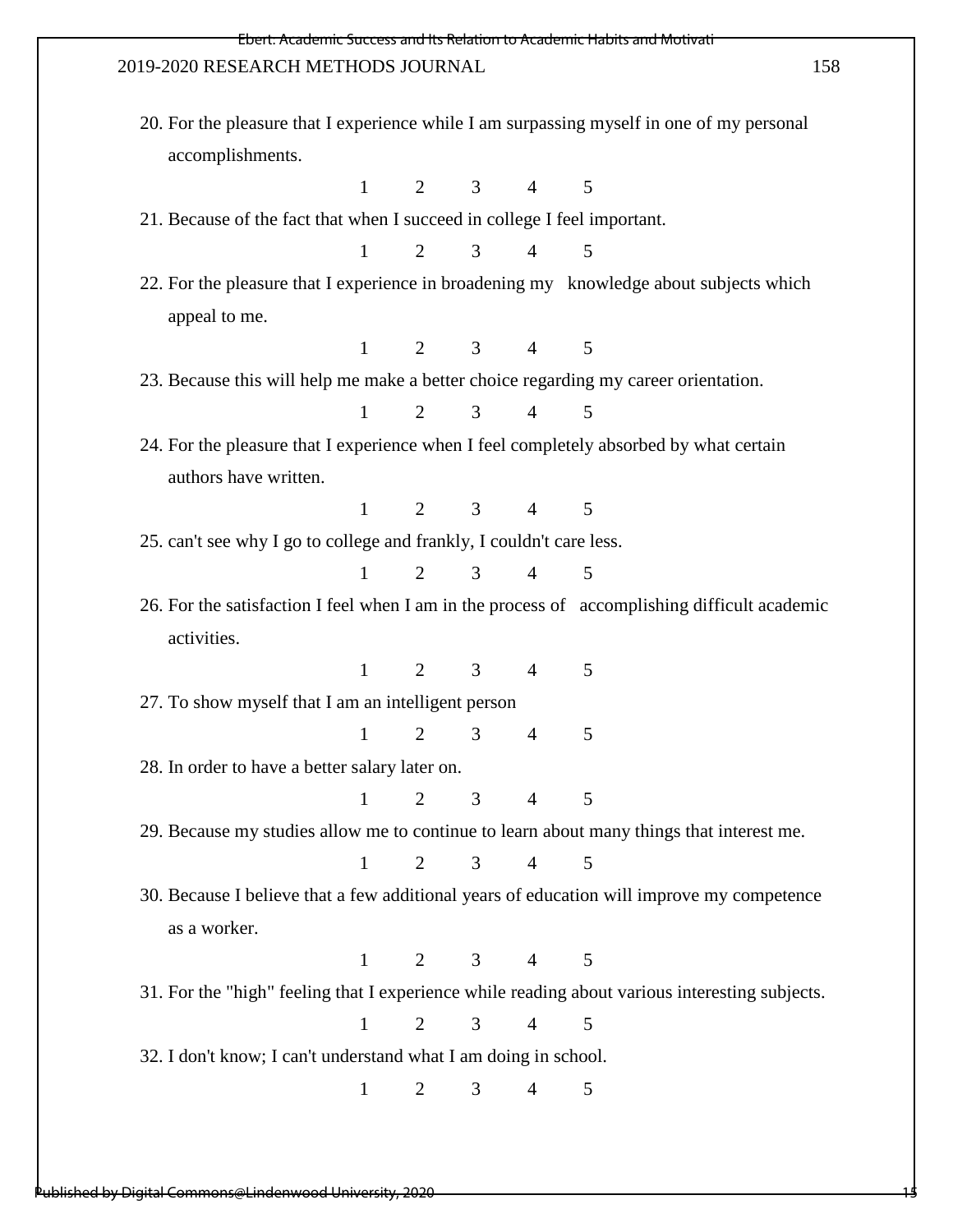20. For the pleasure that I experience while I am surpassing myself in one of my personal accomplishments.

    1 2 3 4 5

21. Because of the fact that when I succeed in college I feel important.

    1 2 3 4 5

22. For the pleasure that I experience in broadening my knowledge about subjects which appeal to me.

    1 2 3 4 5

23. Because this will help me make a better choice regarding my career orientation.

    1 2 3 4 5

24. For the pleasure that I experience when I feel completely absorbed by what certain authors have written.

    1 2 3 4 5

25. can't see why I go to college and frankly, I couldn't care less.

    1 2 3 4 5

26. For the satisfaction I feel when I am in the process of accomplishing difficult academic activities.

    1 2 3 4 5

27. To show myself that I am an intelligent person

    1 2 3 4 5

28. In order to have a better salary later on.

    1 2 3 4 5

29. Because my studies allow me to continue to learn about many things that interest me.

    1 2 3 4 5

30. Because I believe that a few additional years of education will improve my competence as a worker.

    1 2 3 4 5

31. For the "high" feeling that I experience while reading about various interesting subjects.

    1 2 3 4 5

32. I don't know; I can't understand what I am doing in school.

    1 2 3 4 5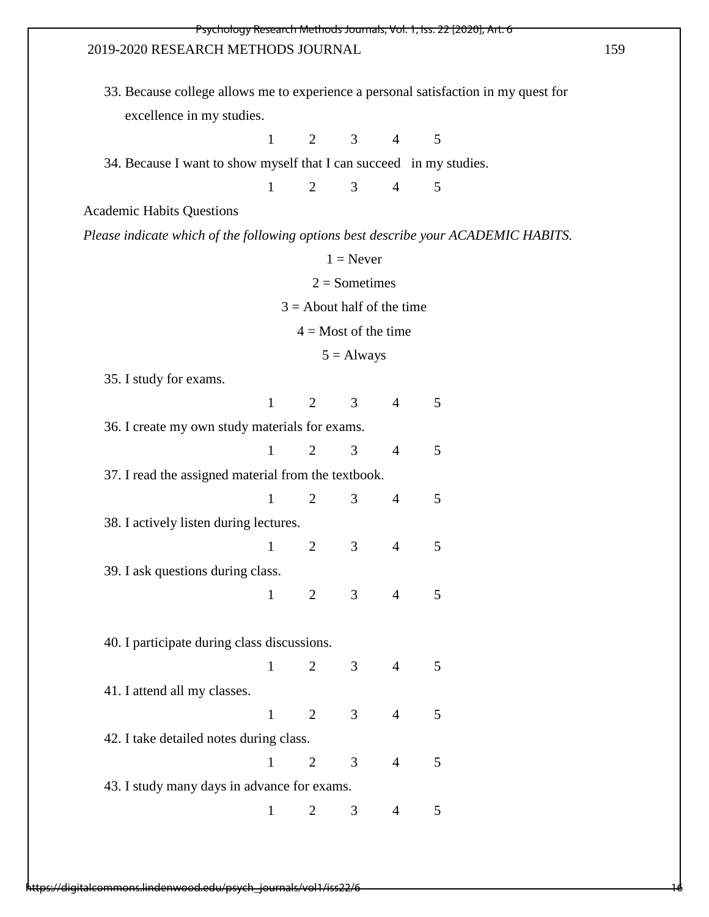33. Because college allows me to experience a personal satisfaction in my quest for excellence in my studies.

1 2 3 4 5

34. Because I want to show myself that I can succeed in my studies.

1 2 3 4 5

Academic Habits Questions

*Please indicate which of the following options best describe your ACADEMIC HABITS.*

1 = Never

2 = Sometimes

3 = About half of the time

4 = Most of the time

5 = Always

35. I study for exams.

1 2 3 4 5

36. I create my own study materials for exams.

1 2 3 4 5

37. I read the assigned material from the textbook.

1 2 3 4 5

38. I actively listen during lectures.

1 2 3 4 5

39. I ask questions during class.

1 2 3 4 5

40. I participate during class discussions.

1 2 3 4 5

41. I attend all my classes.

1 2 3 4 5

42. I take detailed notes during class.

1 2 3 4 5

43. I study many days in advance for exams.

1 2 3 4 5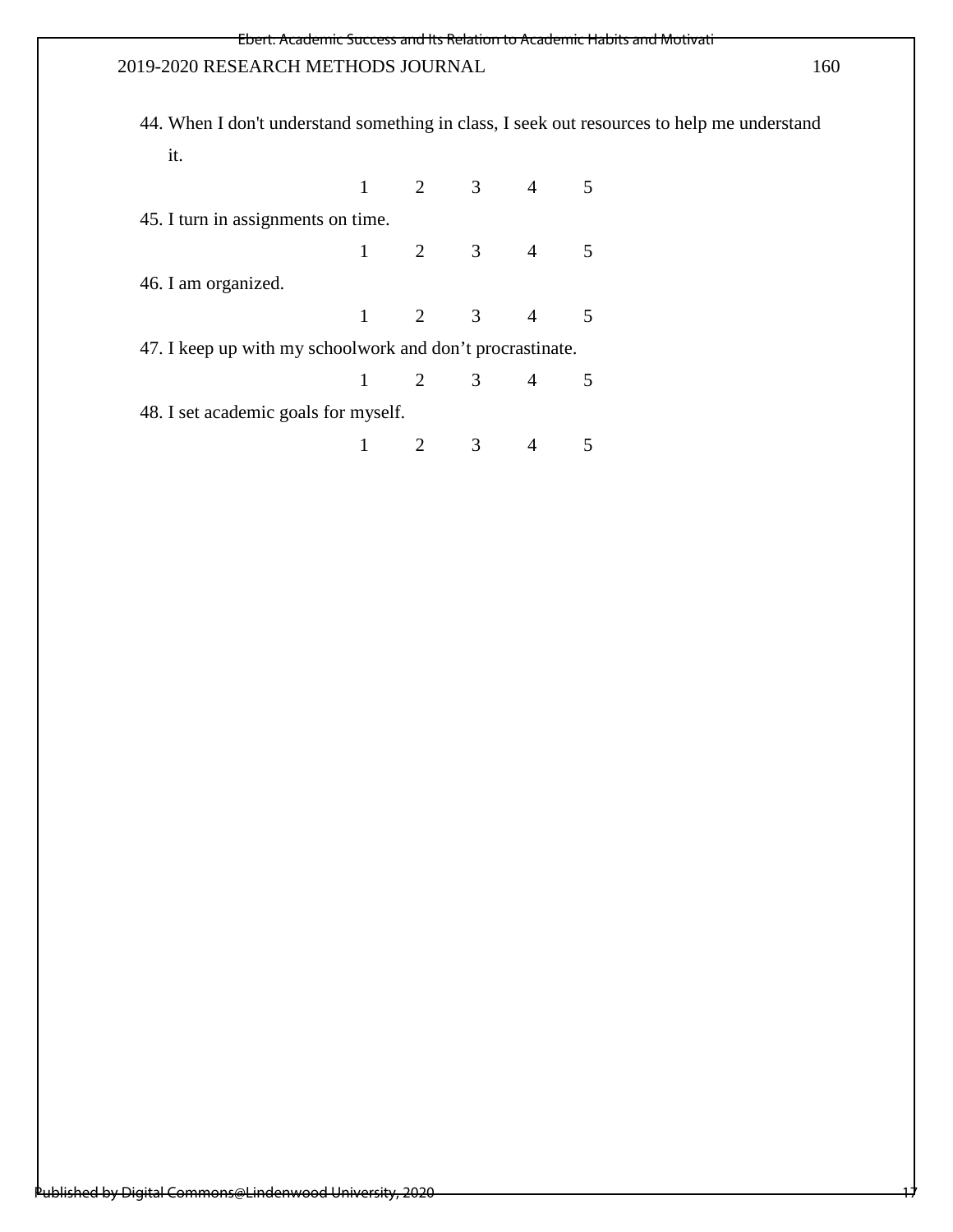44. When I don't understand something in class, I seek out resources to help me understand it.

1 2 3 4 5

45. I turn in assignments on time.

1 2 3 4 5

46. I am organized.

1 2 3 4 5

47. I keep up with my schoolwork and don't procrastinate.

1 2 3 4 5

48. I set academic goals for myself.

1 2 3 4 5